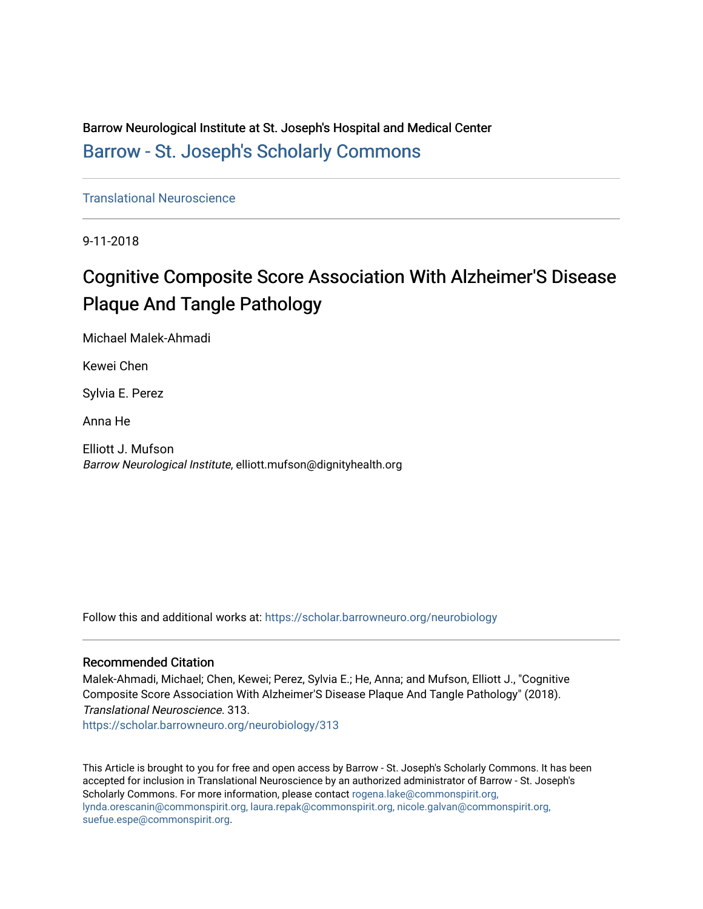Barrow Neurological Institute at St. Joseph's Hospital and Medical Center

[Barrow - St. Joseph's Scholarly Commons](https://scholar.barrowneuro.org)

Translational Neuroscience

9-11-2018

# Cognitive Composite Score Association With Alzheimer'S Disease Plaque And Tangle Pathology

Michael Malek-Ahmadi

Kewei Chen

Sylvia E. Perez

Anna He

Elliott J. Mufson
*Barrow Neurological Institute*, elliott.mufson@dignityhealth.org

Follow this and additional works at: https://scholar.barrowneuro.org/neurobiology

## Recommended Citation

Malek-Ahmadi, Michael; Chen, Kewei; Perez, Sylvia E.; He, Anna; and Mufson, Elliott J., "Cognitive Composite Score Association With Alzheimer'S Disease Plaque And Tangle Pathology" (2018). *Translational Neuroscience*. 313.
https://scholar.barrowneuro.org/neurobiology/313

This Article is brought to you for free and open access by Barrow - St. Joseph's Scholarly Commons. It has been accepted for inclusion in Translational Neuroscience by an authorized administrator of Barrow - St. Joseph's Scholarly Commons. For more information, please contact rogena.lake@commonspirit.org, lynda.orescanin@commonspirit.org, laura.repak@commonspirit.org, nicole.galvan@commonspirit.org, suefue.espe@commonspirit.org.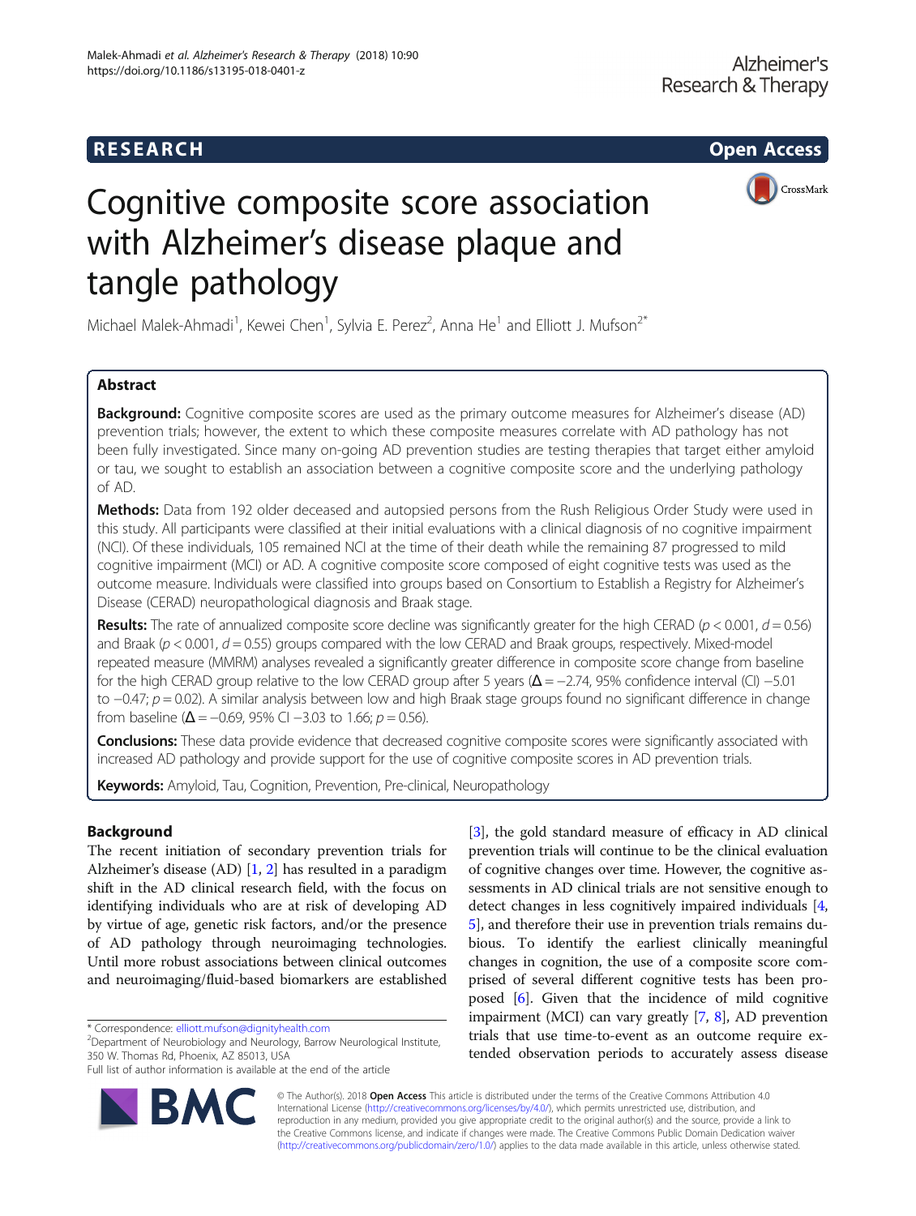# Cognitive composite score association with Alzheimer's disease plaque and tangle pathology

Michael Malek-Ahmadi[1], Kewei Chen[1], Sylvia E. Perez[2], Anna He[1] and Elliott J. Mufson[2*]

## Abstract

**Background:** Cognitive composite scores are used as the primary outcome measures for Alzheimer's disease (AD) prevention trials; however, the extent to which these composite measures correlate with AD pathology has not been fully investigated. Since many on-going AD prevention studies are testing therapies that target either amyloid or tau, we sought to establish an association between a cognitive composite score and the underlying pathology of AD.

**Methods:** Data from 192 older deceased and autopsied persons from the Rush Religious Order Study were used in this study. All participants were classified at their initial evaluations with a clinical diagnosis of no cognitive impairment (NCI). Of these individuals, 105 remained NCI at the time of their death while the remaining 87 progressed to mild cognitive impairment (MCI) or AD. A cognitive composite score composed of eight cognitive tests was used as the outcome measure. Individuals were classified into groups based on Consortium to Establish a Registry for Alzheimer's Disease (CERAD) neuropathological diagnosis and Braak stage.

**Results:** The rate of annualized composite score decline was significantly greater for the high CERAD ($p < 0.001$, $d = 0.56$) and Braak ($p < 0.001$, $d = 0.55$) groups compared with the low CERAD and Braak groups, respectively. Mixed-model repeated measure (MMRM) analyses revealed a significantly greater difference in composite score change from baseline for the high CERAD group relative to the low CERAD group after 5 years ($\Delta = -2.74$, 95% confidence interval (CI) −5.01 to −0.47; $p = 0.02$). A similar analysis between low and high Braak stage groups found no significant difference in change from baseline ($\Delta = -0.69$, 95% CI −3.03 to 1.66; $p = 0.56$).

**Conclusions:** These data provide evidence that decreased cognitive composite scores were significantly associated with increased AD pathology and provide support for the use of cognitive composite scores in AD prevention trials.

**Keywords:** Amyloid, Tau, Cognition, Prevention, Pre-clinical, Neuropathology

## Background

The recent initiation of secondary prevention trials for Alzheimer's disease (AD) [1, 2] has resulted in a paradigm shift in the AD clinical research field, with the focus on identifying individuals who are at risk of developing AD by virtue of age, genetic risk factors, and/or the presence of AD pathology through neuroimaging technologies. Until more robust associations between clinical outcomes and neuroimaging/fluid-based biomarkers are established [3], the gold standard measure of efficacy in AD clinical prevention trials will continue to be the clinical evaluation of cognitive changes over time. However, the cognitive assessments in AD clinical trials are not sensitive enough to detect changes in less cognitively impaired individuals [4, 5], and therefore their use in prevention trials remains dubious. To identify the earliest clinically meaningful changes in cognition, the use of a composite score comprised of several different cognitive tests has been proposed [6]. Given that the incidence of mild cognitive impairment (MCI) can vary greatly [7, 8], AD prevention trials that use time-to-event as an outcome require extended observation periods to accurately assess disease

\* Correspondence: elliott.mufson@dignityhealth.com
[2]Department of Neurobiology and Neurology, Barrow Neurological Institute, 350 W. Thomas Rd, Phoenix, AZ 85013, USA
Full list of author information is available at the end of the article

© The Author(s). 2018 **Open Access** This article is distributed under the terms of the Creative Commons Attribution 4.0 International License (http://creativecommons.org/licenses/by/4.0/), which permits unrestricted use, distribution, and reproduction in any medium, provided you give appropriate credit to the original author(s) and the source, provide a link to the Creative Commons license, and indicate if changes were made. The Creative Commons Public Domain Dedication waiver (http://creativecommons.org/publicdomain/zero/1.0/) applies to the data made available in this article, unless otherwise stated.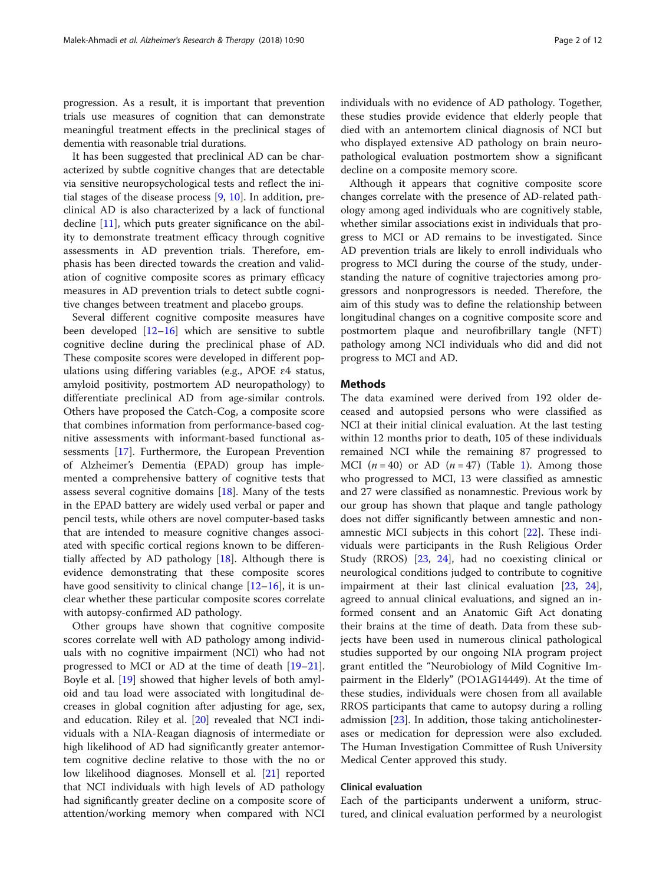progression. As a result, it is important that prevention trials use measures of cognition that can demonstrate meaningful treatment effects in the preclinical stages of dementia with reasonable trial durations.

It has been suggested that preclinical AD can be characterized by subtle cognitive changes that are detectable via sensitive neuropsychological tests and reflect the initial stages of the disease process [9, 10]. In addition, preclinical AD is also characterized by a lack of functional decline [11], which puts greater significance on the ability to demonstrate treatment efficacy through cognitive assessments in AD prevention trials. Therefore, emphasis has been directed towards the creation and validation of cognitive composite scores as primary efficacy measures in AD prevention trials to detect subtle cognitive changes between treatment and placebo groups.

Several different cognitive composite measures have been developed [12–16] which are sensitive to subtle cognitive decline during the preclinical phase of AD. These composite scores were developed in different populations using differing variables (e.g., APOE ε4 status, amyloid positivity, postmortem AD neuropathology) to differentiate preclinical AD from age-similar controls. Others have proposed the Catch-Cog, a composite score that combines information from performance-based cognitive assessments with informant-based functional assessments [17]. Furthermore, the European Prevention of Alzheimer's Dementia (EPAD) group has implemented a comprehensive battery of cognitive tests that assess several cognitive domains [18]. Many of the tests in the EPAD battery are widely used verbal or paper and pencil tests, while others are novel computer-based tasks that are intended to measure cognitive changes associated with specific cortical regions known to be differentially affected by AD pathology [18]. Although there is evidence demonstrating that these composite scores have good sensitivity to clinical change [12–16], it is unclear whether these particular composite scores correlate with autopsy-confirmed AD pathology.

Other groups have shown that cognitive composite scores correlate well with AD pathology among individuals with no cognitive impairment (NCI) who had not progressed to MCI or AD at the time of death [19–21]. Boyle et al. [19] showed that higher levels of both amyloid and tau load were associated with longitudinal decreases in global cognition after adjusting for age, sex, and education. Riley et al. [20] revealed that NCI individuals with a NIA-Reagan diagnosis of intermediate or high likelihood of AD had significantly greater antemortem cognitive decline relative to those with the no or low likelihood diagnoses. Monsell et al. [21] reported that NCI individuals with high levels of AD pathology had significantly greater decline on a composite score of attention/working memory when compared with NCI individuals with no evidence of AD pathology. Together, these studies provide evidence that elderly people that died with an antemortem clinical diagnosis of NCI but who displayed extensive AD pathology on brain neuropathological evaluation postmortem show a significant decline on a composite memory score.

Although it appears that cognitive composite score changes correlate with the presence of AD-related pathology among aged individuals who are cognitively stable, whether similar associations exist in individuals that progress to MCI or AD remains to be investigated. Since AD prevention trials are likely to enroll individuals who progress to MCI during the course of the study, understanding the nature of cognitive trajectories among progressors and nonprogressors is needed. Therefore, the aim of this study was to define the relationship between longitudinal changes on a cognitive composite score and postmortem plaque and neurofibrillary tangle (NFT) pathology among NCI individuals who did and did not progress to MCI and AD.

## Methods

The data examined were derived from 192 older deceased and autopsied persons who were classified as NCI at their initial clinical evaluation. At the last testing within 12 months prior to death, 105 of these individuals remained NCI while the remaining 87 progressed to MCI ($n = 40$) or AD ($n = 47$) (Table 1). Among those who progressed to MCI, 13 were classified as amnestic and 27 were classified as nonamnestic. Previous work by our group has shown that plaque and tangle pathology does not differ significantly between amnestic and nonamnestic MCI subjects in this cohort [22]. These individuals were participants in the Rush Religious Order Study (RROS) [23, 24], had no coexisting clinical or neurological conditions judged to contribute to cognitive impairment at their last clinical evaluation [23, 24], agreed to annual clinical evaluations, and signed an informed consent and an Anatomic Gift Act donating their brains at the time of death. Data from these subjects have been used in numerous clinical pathological studies supported by our ongoing NIA program project grant entitled the "Neurobiology of Mild Cognitive Impairment in the Elderly" (PO1AG14449). At the time of these studies, individuals were chosen from all available RROS participants that came to autopsy during a rolling admission [23]. In addition, those taking anticholinesterases or medication for depression were also excluded. The Human Investigation Committee of Rush University Medical Center approved this study.

### Clinical evaluation

Each of the participants underwent a uniform, structured, and clinical evaluation performed by a neurologist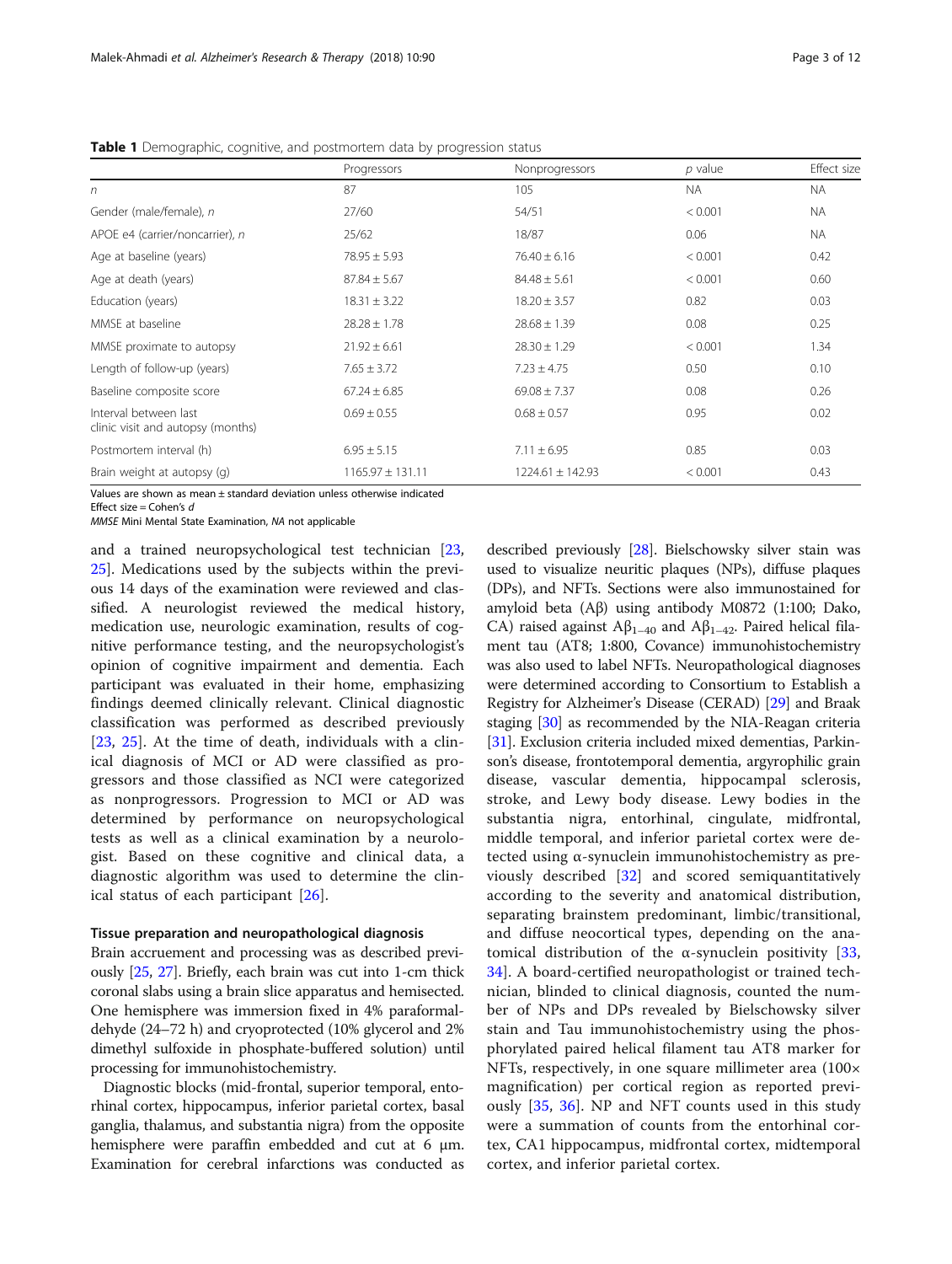**Table 1** Demographic, cognitive, and postmortem data by progression status

| | Progressors | Nonprogressors | *p* value | Effect size |
|---|---|---|---|---|
| *n* | 87 | 105 | NA | NA |
| Gender (male/female), *n* | 27/60 | 54/51 | < 0.001 | NA |
| APOE e4 (carrier/noncarrier), *n* | 25/62 | 18/87 | 0.06 | NA |
| Age at baseline (years) | 78.95 ± 5.93 | 76.40 ± 6.16 | < 0.001 | 0.42 |
| Age at death (years) | 87.84 ± 5.67 | 84.48 ± 5.61 | < 0.001 | 0.60 |
| Education (years) | 18.31 ± 3.22 | 18.20 ± 3.57 | 0.82 | 0.03 |
| MMSE at baseline | 28.28 ± 1.78 | 28.68 ± 1.39 | 0.08 | 0.25 |
| MMSE proximate to autopsy | 21.92 ± 6.61 | 28.30 ± 1.29 | < 0.001 | 1.34 |
| Length of follow-up (years) | 7.65 ± 3.72 | 7.23 ± 4.75 | 0.50 | 0.10 |
| Baseline composite score | 67.24 ± 6.85 | 69.08 ± 7.37 | 0.08 | 0.26 |
| Interval between last clinic visit and autopsy (months) | 0.69 ± 0.55 | 0.68 ± 0.57 | 0.95 | 0.02 |
| Postmortem interval (h) | 6.95 ± 5.15 | 7.11 ± 6.95 | 0.85 | 0.03 |
| Brain weight at autopsy (g) | 1165.97 ± 131.11 | 1224.61 ± 142.93 | < 0.001 | 0.43 |

Values are shown as mean ± standard deviation unless otherwise indicated
Effect size = Cohen's *d*
*MMSE* Mini Mental State Examination, *NA* not applicable

and a trained neuropsychological test technician [23, 25]. Medications used by the subjects within the previous 14 days of the examination were reviewed and classified. A neurologist reviewed the medical history, medication use, neurologic examination, results of cognitive performance testing, and the neuropsychologist's opinion of cognitive impairment and dementia. Each participant was evaluated in their home, emphasizing findings deemed clinically relevant. Clinical diagnostic classification was performed as described previously [23, 25]. At the time of death, individuals with a clinical diagnosis of MCI or AD were classified as progressors and those classified as NCI were categorized as nonprogressors. Progression to MCI or AD was determined by performance on neuropsychological tests as well as a clinical examination by a neurologist. Based on these cognitive and clinical data, a diagnostic algorithm was used to determine the clinical status of each participant [26].

#### Tissue preparation and neuropathological diagnosis

Brain accruement and processing was as described previously [25, 27]. Briefly, each brain was cut into 1-cm thick coronal slabs using a brain slice apparatus and hemisected. One hemisphere was immersion fixed in 4% paraformaldehyde (24–72 h) and cryoprotected (10% glycerol and 2% dimethyl sulfoxide in phosphate-buffered solution) until processing for immunohistochemistry.

Diagnostic blocks (mid-frontal, superior temporal, entorhinal cortex, hippocampus, inferior parietal cortex, basal ganglia, thalamus, and substantia nigra) from the opposite hemisphere were paraffin embedded and cut at 6 μm. Examination for cerebral infarctions was conducted as described previously [28]. Bielschowsky silver stain was used to visualize neuritic plaques (NPs), diffuse plaques (DPs), and NFTs. Sections were also immunostained for amyloid beta (Aβ) using antibody M0872 (1:100; Dako, CA) raised against $A\beta_{1-40}$ and $A\beta_{1-42}$. Paired helical filament tau (AT8; 1:800, Covance) immunohistochemistry was also used to label NFTs. Neuropathological diagnoses were determined according to Consortium to Establish a Registry for Alzheimer's Disease (CERAD) [29] and Braak staging [30] as recommended by the NIA-Reagan criteria [31]. Exclusion criteria included mixed dementias, Parkinson's disease, frontotemporal dementia, argyrophilic grain disease, vascular dementia, hippocampal sclerosis, stroke, and Lewy body disease. Lewy bodies in the substantia nigra, entorhinal, cingulate, midfrontal, middle temporal, and inferior parietal cortex were detected using α-synuclein immunohistochemistry as previously described [32] and scored semiquantitatively according to the severity and anatomical distribution, separating brainstem predominant, limbic/transitional, and diffuse neocortical types, depending on the anatomical distribution of the α-synuclein positivity [33, 34]. A board-certified neuropathologist or trained technician, blinded to clinical diagnosis, counted the number of NPs and DPs revealed by Bielschowsky silver stain and Tau immunohistochemistry using the phosphorylated paired helical filament tau AT8 marker for NFTs, respectively, in one square millimeter area (100× magnification) per cortical region as reported previously [35, 36]. NP and NFT counts used in this study were a summation of counts from the entorhinal cortex, CA1 hippocampus, midfrontal cortex, midtemporal cortex, and inferior parietal cortex.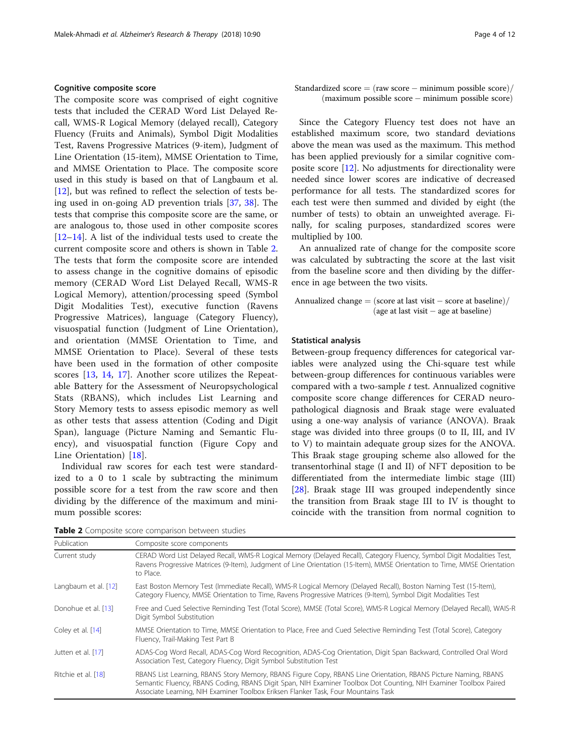### Cognitive composite score

The composite score was comprised of eight cognitive tests that included the CERAD Word List Delayed Recall, WMS-R Logical Memory (delayed recall), Category Fluency (Fruits and Animals), Symbol Digit Modalities Test, Ravens Progressive Matrices (9-item), Judgment of Line Orientation (15-item), MMSE Orientation to Time, and MMSE Orientation to Place. The composite score used in this study is based on that of Langbaum et al. [12], but was refined to reflect the selection of tests being used in on-going AD prevention trials [37, 38]. The tests that comprise this composite score are the same, or are analogous to, those used in other composite scores [12–14]. A list of the individual tests used to create the current composite score and others is shown in Table 2. The tests that form the composite score are intended to assess change in the cognitive domains of episodic memory (CERAD Word List Delayed Recall, WMS-R Logical Memory), attention/processing speed (Symbol Digit Modalities Test), executive function (Ravens Progressive Matrices), language (Category Fluency), visuospatial function (Judgment of Line Orientation), and orientation (MMSE Orientation to Time, and MMSE Orientation to Place). Several of these tests have been used in the formation of other composite scores [13, 14, 17]. Another score utilizes the Repeatable Battery for the Assessment of Neuropsychological Stats (RBANS), which includes List Learning and Story Memory tests to assess episodic memory as well as other tests that assess attention (Coding and Digit Span), language (Picture Naming and Semantic Fluency), and visuospatial function (Figure Copy and Line Orientation) [18].

Individual raw scores for each test were standardized to a 0 to 1 scale by subtracting the minimum possible score for a test from the raw score and then dividing by the difference of the maximum and minimum possible scores:

$$\text{Standardized score} = (\text{raw score} - \text{minimum possible score})/(\text{maximum possible score} - \text{minimum possible score})$$

Since the Category Fluency test does not have an established maximum score, two standard deviations above the mean was used as the maximum. This method has been applied previously for a similar cognitive composite score [12]. No adjustments for directionality were needed since lower scores are indicative of decreased performance for all tests. The standardized scores for each test were then summed and divided by eight (the number of tests) to obtain an unweighted average. Finally, for scaling purposes, standardized scores were multiplied by 100.

An annualized rate of change for the composite score was calculated by subtracting the score at the last visit from the baseline score and then dividing by the difference in age between the two visits.

$$\text{Annualized change} = (\text{score at last visit} - \text{score at baseline})/(\text{age at last visit} - \text{age at baseline})$$

### Statistical analysis

Between-group frequency differences for categorical variables were analyzed using the Chi-square test while between-group differences for continuous variables were compared with a two-sample *t* test. Annualized cognitive composite score change differences for CERAD neuropathological diagnosis and Braak stage were evaluated using a one-way analysis of variance (ANOVA). Braak stage was divided into three groups (0 to II, III, and IV to V) to maintain adequate group sizes for the ANOVA. This Braak stage grouping scheme also allowed for the transentorhinal stage (I and II) of NFT deposition to be differentiated from the intermediate limbic stage (III) [28]. Braak stage III was grouped independently since the transition from Braak stage III to IV is thought to coincide with the transition from normal cognition to

**Table 2** Composite score comparison between studies

| Publication | Composite score components |
|---|---|
| Current study | CERAD Word List Delayed Recall, WMS-R Logical Memory (Delayed Recall), Category Fluency, Symbol Digit Modalities Test, Ravens Progressive Matrices (9-Item), Judgment of Line Orientation (15-Item), MMSE Orientation to Time, MMSE Orientation to Place. |
| Langbaum et al. [12] | East Boston Memory Test (Immediate Recall), WMS-R Logical Memory (Delayed Recall), Boston Naming Test (15-Item), Category Fluency, MMSE Orientation to Time, Ravens Progressive Matrices (9-Item), Symbol Digit Modalities Test |
| Donohue et al. [13] | Free and Cued Selective Reminding Test (Total Score), MMSE (Total Score), WMS-R Logical Memory (Delayed Recall), WAIS-R Digit Symbol Substitution |
| Coley et al. [14] | MMSE Orientation to Time, MMSE Orientation to Place, Free and Cued Selective Reminding Test (Total Score), Category Fluency, Trail-Making Test Part B |
| Jutten et al. [17] | ADAS-Cog Word Recall, ADAS-Cog Word Recognition, ADAS-Cog Orientation, Digit Span Backward, Controlled Oral Word Association Test, Category Fluency, Digit Symbol Substitution Test |
| Ritchie et al. [18] | RBANS List Learning, RBANS Story Memory, RBANS Figure Copy, RBANS Line Orientation, RBANS Picture Naming, RBANS Semantic Fluency, RBANS Coding, RBANS Digit Span, NIH Examiner Toolbox Dot Counting, NIH Examiner Toolbox Paired Associate Learning, NIH Examiner Toolbox Eriksen Flanker Task, Four Mountains Task |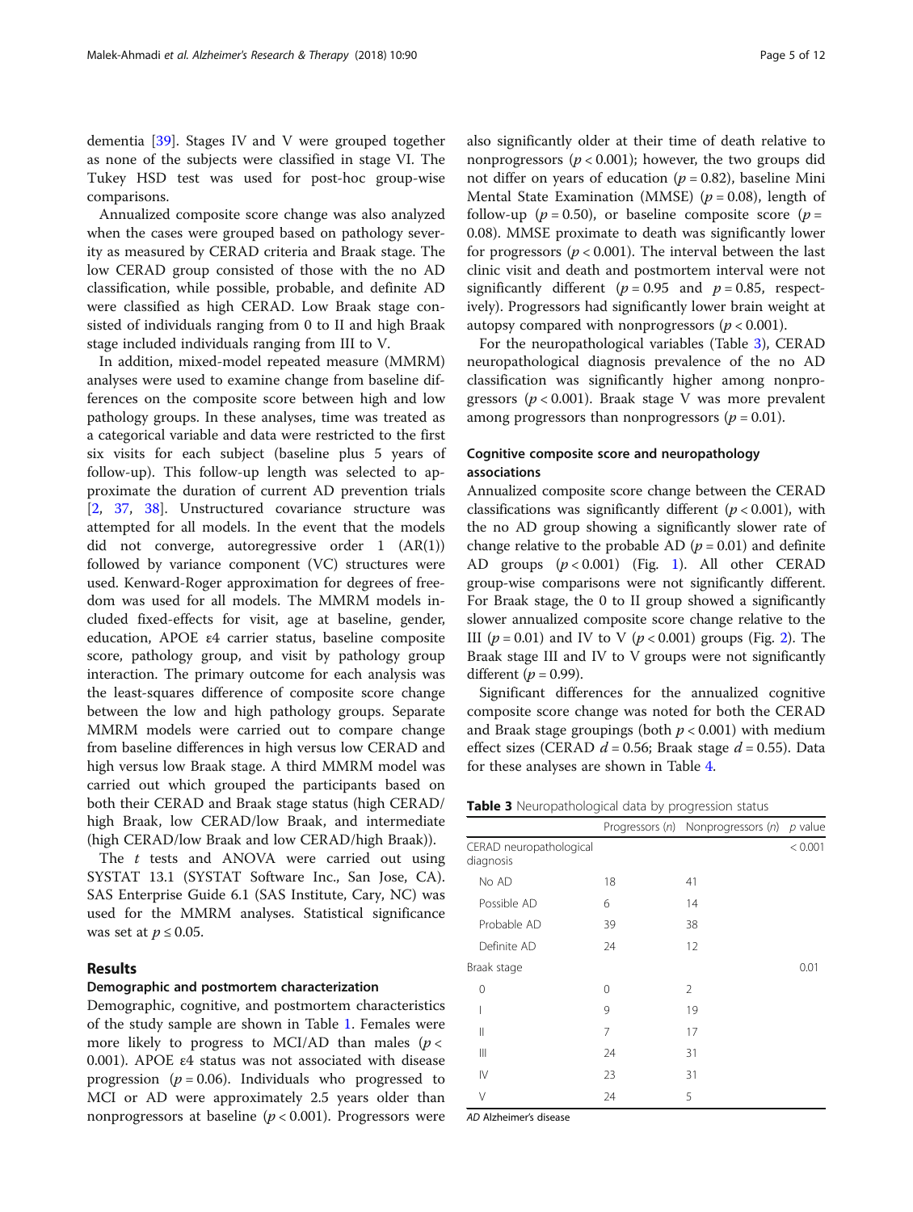dementia [39]. Stages IV and V were grouped together as none of the subjects were classified in stage VI. The Tukey HSD test was used for post-hoc group-wise comparisons.

Annualized composite score change was also analyzed when the cases were grouped based on pathology severity as measured by CERAD criteria and Braak stage. The low CERAD group consisted of those with the no AD classification, while possible, probable, and definite AD were classified as high CERAD. Low Braak stage consisted of individuals ranging from 0 to II and high Braak stage included individuals ranging from III to V.

In addition, mixed-model repeated measure (MMRM) analyses were used to examine change from baseline differences on the composite score between high and low pathology groups. In these analyses, time was treated as a categorical variable and data were restricted to the first six visits for each subject (baseline plus 5 years of follow-up). This follow-up length was selected to approximate the duration of current AD prevention trials [2, 37, 38]. Unstructured covariance structure was attempted for all models. In the event that the models did not converge, autoregressive order 1 (AR(1)) followed by variance component (VC) structures were used. Kenward-Roger approximation for degrees of freedom was used for all models. The MMRM models included fixed-effects for visit, age at baseline, gender, education, APOE ε4 carrier status, baseline composite score, pathology group, and visit by pathology group interaction. The primary outcome for each analysis was the least-squares difference of composite score change between the low and high pathology groups. Separate MMRM models were carried out to compare change from baseline differences in high versus low CERAD and high versus low Braak stage. A third MMRM model was carried out which grouped the participants based on both their CERAD and Braak stage status (high CERAD/high Braak, low CERAD/low Braak, and intermediate (high CERAD/low Braak and low CERAD/high Braak)).

The *t* tests and ANOVA were carried out using SYSTAT 13.1 (SYSTAT Software Inc., San Jose, CA). SAS Enterprise Guide 6.1 (SAS Institute, Cary, NC) was used for the MMRM analyses. Statistical significance was set at $p \leq 0.05$.

## Results

### Demographic and postmortem characterization

Demographic, cognitive, and postmortem characteristics of the study sample are shown in Table 1. Females were more likely to progress to MCI/AD than males ($p < 0.001$). APOE ε4 status was not associated with disease progression ($p = 0.06$). Individuals who progressed to MCI or AD were approximately 2.5 years older than nonprogressors at baseline ($p < 0.001$). Progressors were also significantly older at their time of death relative to nonprogressors ($p < 0.001$); however, the two groups did not differ on years of education ($p = 0.82$), baseline Mini Mental State Examination (MMSE) ($p = 0.08$), length of follow-up ($p = 0.50$), or baseline composite score ($p = 0.08$). MMSE proximate to death was significantly lower for progressors ($p < 0.001$). The interval between the last clinic visit and death and postmortem interval were not significantly different ($p = 0.95$ and $p = 0.85$, respectively). Progressors had significantly lower brain weight at autopsy compared with nonprogressors ($p < 0.001$).

For the neuropathological variables (Table 3), CERAD neuropathological diagnosis prevalence of the no AD classification was significantly higher among nonprogressors ($p < 0.001$). Braak stage V was more prevalent among progressors than nonprogressors ($p = 0.01$).

### Cognitive composite score and neuropathology associations

Annualized composite score change between the CERAD classifications was significantly different ($p < 0.001$), with the no AD group showing a significantly slower rate of change relative to the probable AD ($p = 0.01$) and definite AD groups ($p < 0.001$) (Fig. 1). All other CERAD group-wise comparisons were not significantly different. For Braak stage, the 0 to II group showed a significantly slower annualized composite score change relative to the III ($p = 0.01$) and IV to V ($p < 0.001$) groups (Fig. 2). The Braak stage III and IV to V groups were not significantly different ($p = 0.99$).

Significant differences for the annualized cognitive composite score change was noted for both the CERAD and Braak stage groupings (both $p < 0.001$) with medium effect sizes (CERAD $d = 0.56$; Braak stage $d = 0.55$). Data for these analyses are shown in Table 4.

**Table 3** Neuropathological data by progression status

| | Progressors (*n*) | Nonprogressors (*n*) | *p* value |
|---|---|---|---|
| CERAD neuropathological diagnosis | | | < 0.001 |
| No AD | 18 | 41 | |
| Possible AD | 6 | 14 | |
| Probable AD | 39 | 38 | |
| Definite AD | 24 | 12 | |
| Braak stage | | | 0.01 |
| 0 | 0 | 2 | |
| I | 9 | 19 | |
| II | 7 | 17 | |
| III | 24 | 31 | |
| IV | 23 | 31 | |
| V | 24 | 5 | |

*AD* Alzheimer's disease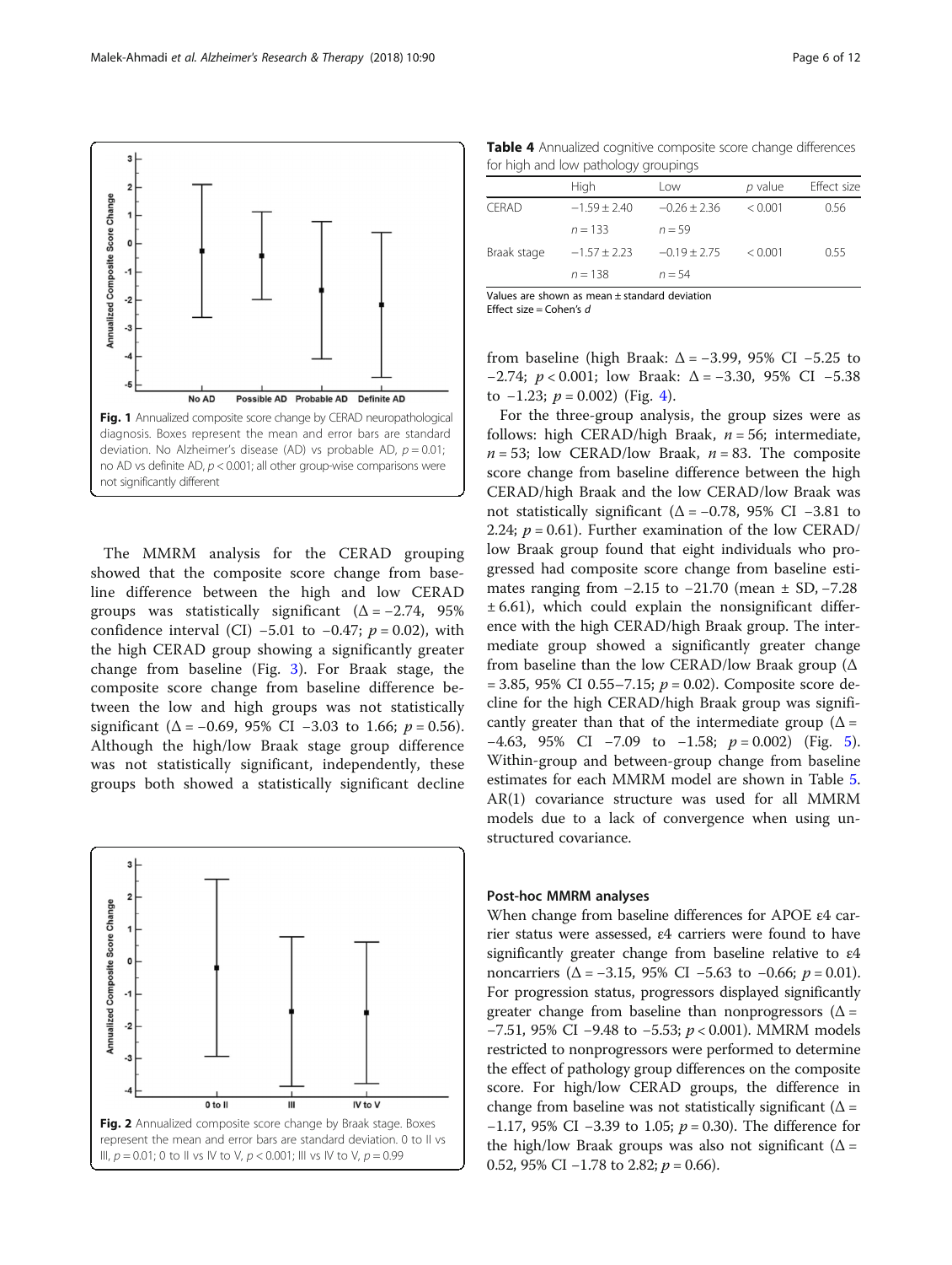Fig. 1 Annualized composite score change by CERAD neuropathological diagnosis. Boxes represent the mean and error bars are standard deviation. No Alzheimer's disease (AD) vs probable AD, $p = 0.01$; no AD vs definite AD, $p < 0.001$; all other group-wise comparisons were not significantly different

The MMRM analysis for the CERAD grouping showed that the composite score change from baseline difference between the high and low CERAD groups was statistically significant ($\Delta = -2.74$, 95% confidence interval (CI) −5.01 to −0.47; $p = 0.02$), with the high CERAD group showing a significantly greater change from baseline (Fig. 3). For Braak stage, the composite score change from baseline difference between the low and high groups was not statistically significant ($\Delta = -0.69$, 95% CI −3.03 to 1.66; $p = 0.56$). Although the high/low Braak stage group difference was not statistically significant, independently, these groups both showed a statistically significant decline from baseline (high Braak: $\Delta = -3.99$, 95% CI −5.25 to −2.74; $p < 0.001$; low Braak: $\Delta = -3.30$, 95% CI −5.38 to −1.23; $p = 0.002$) (Fig. 4).

Fig. 2 Annualized composite score change by Braak stage. Boxes represent the mean and error bars are standard deviation. 0 to II vs III, $p = 0.01$; 0 to II vs IV to V, $p < 0.001$; III vs IV to V, $p = 0.99$

**Table 4** Annualized cognitive composite score change differences for high and low pathology groupings

| | High | Low | *p* value | Effect size |
|---|---|---|---|---|
| CERAD | −1.59 ± 2.40 | −0.26 ± 2.36 | < 0.001 | 0.56 |
| | *n* = 133 | *n* = 59 | | |
| Braak stage | −1.57 ± 2.23 | −0.19 ± 2.75 | < 0.001 | 0.55 |
| | *n* = 138 | *n* = 54 | | |

Values are shown as mean ± standard deviation
Effect size = Cohen's *d*

For the three-group analysis, the group sizes were as follows: high CERAD/high Braak, $n = 56$; intermediate, $n = 53$; low CERAD/low Braak, $n = 83$. The composite score change from baseline difference between the high CERAD/high Braak and the low CERAD/low Braak was not statistically significant ($\Delta = -0.78$, 95% CI −3.81 to 2.24; $p = 0.61$). Further examination of the low CERAD/low Braak group found that eight individuals who progressed had composite score change from baseline estimates ranging from −2.15 to −21.70 (mean ± SD, −7.28 ± 6.61), which could explain the nonsignificant difference with the high CERAD/high Braak group. The intermediate group showed a significantly greater change from baseline than the low CERAD/low Braak group ($\Delta = 3.85$, 95% CI 0.55–7.15; $p = 0.02$). Composite score decline for the high CERAD/high Braak group was significantly greater than that of the intermediate group ($\Delta = -4.63$, 95% CI −7.09 to −1.58; $p = 0.002$) (Fig. 5). Within-group and between-group change from baseline estimates for each MMRM model are shown in Table 5. AR(1) covariance structure was used for all MMRM models due to a lack of convergence when using unstructured covariance.

### Post-hoc MMRM analyses

When change from baseline differences for APOE ε4 carrier status were assessed, ε4 carriers were found to have significantly greater change from baseline relative to ε4 noncarriers ($\Delta = -3.15$, 95% CI −5.63 to −0.66; $p = 0.01$). For progression status, progressors displayed significantly greater change from baseline than nonprogressors ($\Delta = -7.51$, 95% CI −9.48 to −5.53; $p < 0.001$). MMRM models restricted to nonprogressors were performed to determine the effect of pathology group differences on the composite score. For high/low CERAD groups, the difference in change from baseline was not statistically significant ($\Delta = -1.17$, 95% CI −3.39 to 1.05; $p = 0.30$). The difference for the high/low Braak groups was also not significant ($\Delta = 0.52$, 95% CI −1.78 to 2.82; $p = 0.66$).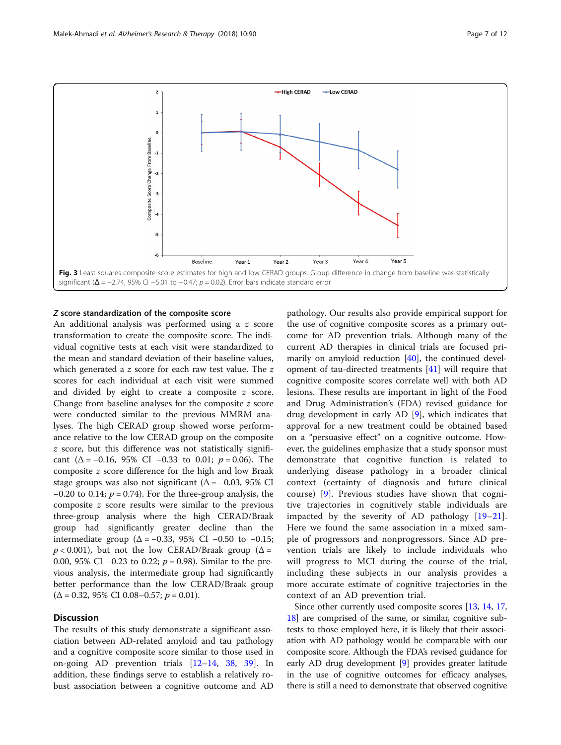Fig. 3 Least squares composite score estimates for high and low CERAD groups. Group difference in change from baseline was statistically significant (Δ = −2.74, 95% CI −5.01 to −0.47; $p = 0.02$). Error bars indicate standard error

### *Z* score standardization of the composite score

An additional analysis was performed using a *z* score transformation to create the composite score. The individual cognitive tests at each visit were standardized to the mean and standard deviation of their baseline values, which generated a *z* score for each raw test value. The *z* scores for each individual at each visit were summed and divided by eight to create a composite *z* score. Change from baseline analyses for the composite *z* score were conducted similar to the previous MMRM analyses. The high CERAD group showed worse performance relative to the low CERAD group on the composite *z* score, but this difference was not statistically significant (Δ = −0.16, 95% CI −0.33 to 0.01; $p = 0.06$). The composite *z* score difference for the high and low Braak stage groups was also not significant (Δ = −0.03, 95% CI −0.20 to 0.14; $p = 0.74$). For the three-group analysis, the composite *z* score results were similar to the previous three-group analysis where the high CERAD/Braak group had significantly greater decline than the intermediate group (Δ = −0.33, 95% CI −0.50 to −0.15; $p < 0.001$), but not the low CERAD/Braak group (Δ = 0.00, 95% CI −0.23 to 0.22; $p = 0.98$). Similar to the previous analysis, the intermediate group had significantly better performance than the low CERAD/Braak group (Δ = 0.32, 95% CI 0.08–0.57; $p = 0.01$).

## Discussion

The results of this study demonstrate a significant association between AD-related amyloid and tau pathology and a cognitive composite score similar to those used in on-going AD prevention trials [12–14, 38, 39]. In addition, these findings serve to establish a relatively robust association between a cognitive outcome and AD pathology. Our results also provide empirical support for the use of cognitive composite scores as a primary outcome for AD prevention trials. Although many of the current AD therapies in clinical trials are focused primarily on amyloid reduction [40], the continued development of tau-directed treatments [41] will require that cognitive composite scores correlate well with both AD lesions. These results are important in light of the Food and Drug Administration's (FDA) revised guidance for drug development in early AD [9], which indicates that approval for a new treatment could be obtained based on a "persuasive effect" on a cognitive outcome. However, the guidelines emphasize that a study sponsor must demonstrate that cognitive function is related to underlying disease pathology in a broader clinical context (certainty of diagnosis and future clinical course) [9]. Previous studies have shown that cognitive trajectories in cognitively stable individuals are impacted by the severity of AD pathology [19–21]. Here we found the same association in a mixed sample of progressors and nonprogressors. Since AD prevention trials are likely to include individuals who will progress to MCI during the course of the trial, including these subjects in our analysis provides a more accurate estimate of cognitive trajectories in the context of an AD prevention trial.

Since other currently used composite scores [13, 14, 17, 18] are comprised of the same, or similar, cognitive subtests to those employed here, it is likely that their association with AD pathology would be comparable with our composite score. Although the FDA's revised guidance for early AD drug development [9] provides greater latitude in the use of cognitive outcomes for efficacy analyses, there is still a need to demonstrate that observed cognitive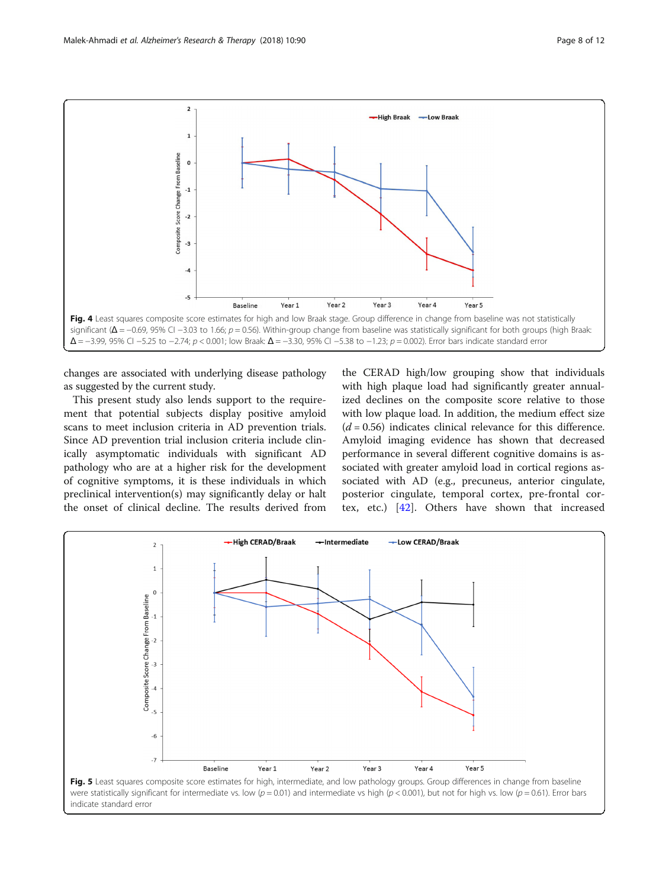**Fig. 4** Least squares composite score estimates for high and low Braak stage. Group difference in change from baseline was not statistically significant ($\Delta = -0.69$, 95% CI −3.03 to 1.66; $p = 0.56$). Within-group change from baseline was statistically significant for both groups (high Braak: $\Delta = -3.99$, 95% CI −5.25 to −2.74; $p < 0.001$; low Braak: $\Delta = -3.30$, 95% CI −5.38 to −1.23; $p = 0.002$). Error bars indicate standard error

changes are associated with underlying disease pathology as suggested by the current study.

This present study also lends support to the requirement that potential subjects display positive amyloid scans to meet inclusion criteria in AD prevention trials. Since AD prevention trial inclusion criteria include clinically asymptomatic individuals with significant AD pathology who are at a higher risk for the development of cognitive symptoms, it is these individuals in which preclinical intervention(s) may significantly delay or halt the onset of clinical decline. The results derived from the CERAD high/low grouping show that individuals with high plaque load had significantly greater annualized declines on the composite score relative to those with low plaque load. In addition, the medium effect size ($d = 0.56$) indicates clinical relevance for this difference. Amyloid imaging evidence has shown that decreased performance in several different cognitive domains is associated with greater amyloid load in cortical regions associated with AD (e.g., precuneus, anterior cingulate, posterior cingulate, temporal cortex, pre-frontal cortex, etc.) [42]. Others have shown that increased

**Fig. 5** Least squares composite score estimates for high, intermediate, and low pathology groups. Group differences in change from baseline were statistically significant for intermediate vs. low ($p = 0.01$) and intermediate vs high ($p < 0.001$), but not for high vs. low ($p = 0.61$). Error bars indicate standard error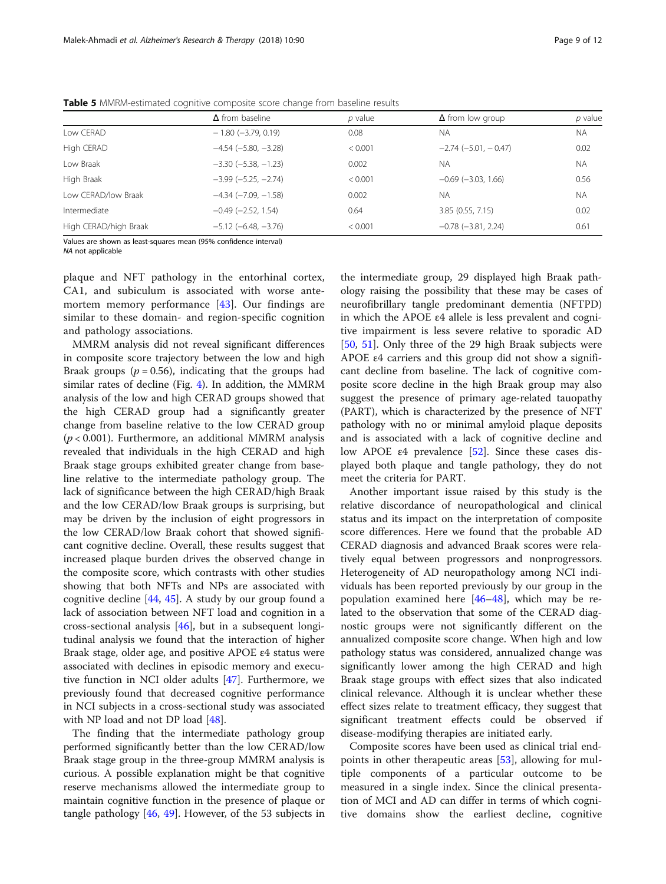**Table 5** MMRM-estimated cognitive composite score change from baseline results

| | Δ from baseline | *p* value | Δ from low group | *p* value |
|---|---|---|---|---|
| Low CERAD | − 1.80 (−3.79, 0.19) | 0.08 | NA | NA |
| High CERAD | −4.54 (−5.80, −3.28) | < 0.001 | −2.74 (−5.01, − 0.47) | 0.02 |
| Low Braak | −3.30 (−5.38, −1.23) | 0.002 | NA | NA |
| High Braak | −3.99 (−5.25, −2.74) | < 0.001 | −0.69 (−3.03, 1.66) | 0.56 |
| Low CERAD/low Braak | −4.34 (−7.09, −1.58) | 0.002 | NA | NA |
| Intermediate | −0.49 (−2.52, 1.54) | 0.64 | 3.85 (0.55, 7.15) | 0.02 |
| High CERAD/high Braak | −5.12 (−6.48, −3.76) | < 0.001 | −0.78 (−3.81, 2.24) | 0.61 |

Values are shown as least-squares mean (95% confidence interval)
*NA* not applicable

plaque and NFT pathology in the entorhinal cortex, CA1, and subiculum is associated with worse antemortem memory performance [43]. Our findings are similar to these domain- and region-specific cognition and pathology associations.

MMRM analysis did not reveal significant differences in composite score trajectory between the low and high Braak groups ($p = 0.56$), indicating that the groups had similar rates of decline (Fig. 4). In addition, the MMRM analysis of the low and high CERAD groups showed that the high CERAD group had a significantly greater change from baseline relative to the low CERAD group ($p < 0.001$). Furthermore, an additional MMRM analysis revealed that individuals in the high CERAD and high Braak stage groups exhibited greater change from baseline relative to the intermediate pathology group. The lack of significance between the high CERAD/high Braak and the low CERAD/low Braak groups is surprising, but may be driven by the inclusion of eight progressors in the low CERAD/low Braak cohort that showed significant cognitive decline. Overall, these results suggest that increased plaque burden drives the observed change in the composite score, which contrasts with other studies showing that both NFTs and NPs are associated with cognitive decline [44, 45]. A study by our group found a lack of association between NFT load and cognition in a cross-sectional analysis [46], but in a subsequent longitudinal analysis we found that the interaction of higher Braak stage, older age, and positive APOE ε4 status were associated with declines in episodic memory and executive function in NCI older adults [47]. Furthermore, we previously found that decreased cognitive performance in NCI subjects in a cross-sectional study was associated with NP load and not DP load [48].

The finding that the intermediate pathology group performed significantly better than the low CERAD/low Braak stage group in the three-group MMRM analysis is curious. A possible explanation might be that cognitive reserve mechanisms allowed the intermediate group to maintain cognitive function in the presence of plaque or tangle pathology [46, 49]. However, of the 53 subjects in the intermediate group, 29 displayed high Braak pathology raising the possibility that these may be cases of neurofibrillary tangle predominant dementia (NFTPD) in which the APOE ε4 allele is less prevalent and cognitive impairment is less severe relative to sporadic AD [50, 51]. Only three of the 29 high Braak subjects were APOE ε4 carriers and this group did not show a significant decline from baseline. The lack of cognitive composite score decline in the high Braak group may also suggest the presence of primary age-related tauopathy (PART), which is characterized by the presence of NFT pathology with no or minimal amyloid plaque deposits and is associated with a lack of cognitive decline and low APOE ε4 prevalence [52]. Since these cases displayed both plaque and tangle pathology, they do not meet the criteria for PART.

Another important issue raised by this study is the relative discordance of neuropathological and clinical status and its impact on the interpretation of composite score differences. Here we found that the probable AD CERAD diagnosis and advanced Braak scores were relatively equal between progressors and nonprogressors. Heterogeneity of AD neuropathology among NCI individuals has been reported previously by our group in the population examined here [46–48], which may be related to the observation that some of the CERAD diagnostic groups were not significantly different on the annualized composite score change. When high and low pathology status was considered, annualized change was significantly lower among the high CERAD and high Braak stage groups with effect sizes that also indicated clinical relevance. Although it is unclear whether these effect sizes relate to treatment efficacy, they suggest that significant treatment effects could be observed if disease-modifying therapies are initiated early.

Composite scores have been used as clinical trial endpoints in other therapeutic areas [53], allowing for multiple components of a particular outcome to be measured in a single index. Since the clinical presentation of MCI and AD can differ in terms of which cognitive domains show the earliest decline, cognitive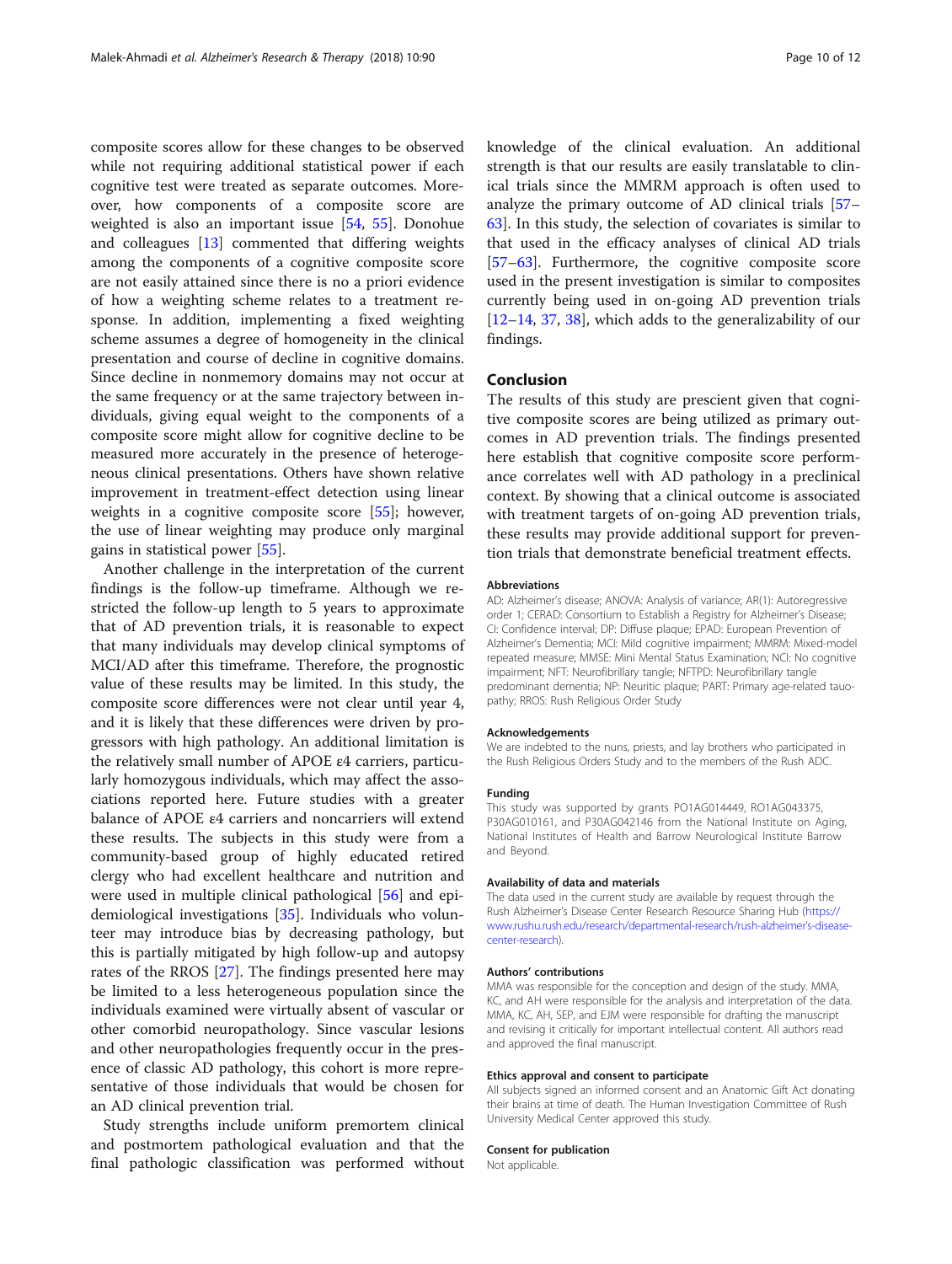composite scores allow for these changes to be observed while not requiring additional statistical power if each cognitive test were treated as separate outcomes. Moreover, how components of a composite score are weighted is also an important issue [54, 55]. Donohue and colleagues [13] commented that differing weights among the components of a cognitive composite score are not easily attained since there is no a priori evidence of how a weighting scheme relates to a treatment response. In addition, implementing a fixed weighting scheme assumes a degree of homogeneity in the clinical presentation and course of decline in cognitive domains. Since decline in nonmemory domains may not occur at the same frequency or at the same trajectory between individuals, giving equal weight to the components of a composite score might allow for cognitive decline to be measured more accurately in the presence of heterogeneous clinical presentations. Others have shown relative improvement in treatment-effect detection using linear weights in a cognitive composite score [55]; however, the use of linear weighting may produce only marginal gains in statistical power [55].

Another challenge in the interpretation of the current findings is the follow-up timeframe. Although we restricted the follow-up length to 5 years to approximate that of AD prevention trials, it is reasonable to expect that many individuals may develop clinical symptoms of MCI/AD after this timeframe. Therefore, the prognostic value of these results may be limited. In this study, the composite score differences were not clear until year 4, and it is likely that these differences were driven by progressors with high pathology. An additional limitation is the relatively small number of APOE ε4 carriers, particularly homozygous individuals, which may affect the associations reported here. Future studies with a greater balance of APOE ε4 carriers and noncarriers will extend these results. The subjects in this study were from a community-based group of highly educated retired clergy who had excellent healthcare and nutrition and were used in multiple clinical pathological [56] and epidemiological investigations [35]. Individuals who volunteer may introduce bias by decreasing pathology, but this is partially mitigated by high follow-up and autopsy rates of the RROS [27]. The findings presented here may be limited to a less heterogeneous population since the individuals examined were virtually absent of vascular or other comorbid neuropathology. Since vascular lesions and other neuropathologies frequently occur in the presence of classic AD pathology, this cohort is more representative of those individuals that would be chosen for an AD clinical prevention trial.

Study strengths include uniform premortem clinical and postmortem pathological evaluation and that the final pathologic classification was performed without knowledge of the clinical evaluation. An additional strength is that our results are easily translatable to clinical trials since the MMRM approach is often used to analyze the primary outcome of AD clinical trials [57–63]. In this study, the selection of covariates is similar to that used in the efficacy analyses of clinical AD trials [57–63]. Furthermore, the cognitive composite score used in the present investigation is similar to composites currently being used in on-going AD prevention trials [12–14, 37, 38], which adds to the generalizability of our findings.

## Conclusion

The results of this study are prescient given that cognitive composite scores are being utilized as primary outcomes in AD prevention trials. The findings presented here establish that cognitive composite score performance correlates well with AD pathology in a preclinical context. By showing that a clinical outcome is associated with treatment targets of on-going AD prevention trials, these results may provide additional support for prevention trials that demonstrate beneficial treatment effects.

### Abbreviations

AD: Alzheimer's disease; ANOVA: Analysis of variance; AR(1): Autoregressive order 1; CERAD: Consortium to Establish a Registry for Alzheimer's Disease; CI: Confidence interval; DP: Diffuse plaque; EPAD: European Prevention of Alzheimer's Dementia; MCI: Mild cognitive impairment; MMRM: Mixed-model repeated measure; MMSE: Mini Mental Status Examination; NCI: No cognitive impairment; NFT: Neurofibrillary tangle; NFTPD: Neurofibrillary tangle predominant dementia; NP: Neuritic plaque; PART: Primary age-related tauopathy; RROS: Rush Religious Order Study

### Acknowledgements

We are indebted to the nuns, priests, and lay brothers who participated in the Rush Religious Orders Study and to the members of the Rush ADC.

### Funding

This study was supported by grants PO1AG014449, RO1AG043375, P30AG010161, and P30AG042146 from the National Institute on Aging, National Institutes of Health and Barrow Neurological Institute Barrow and Beyond.

### Availability of data and materials

The data used in the current study are available by request through the Rush Alzheimer's Disease Center Research Resource Sharing Hub (https://www.rushu.rush.edu/research/departmental-research/rush-alzheimer's-disease-center-research).

### Authors' contributions

MMA was responsible for the conception and design of the study. MMA, KC, and AH were responsible for the analysis and interpretation of the data. MMA, KC, AH, SEP, and EJM were responsible for drafting the manuscript and revising it critically for important intellectual content. All authors read and approved the final manuscript.

### Ethics approval and consent to participate

All subjects signed an informed consent and an Anatomic Gift Act donating their brains at time of death. The Human Investigation Committee of Rush University Medical Center approved this study.

### Consent for publication

Not applicable.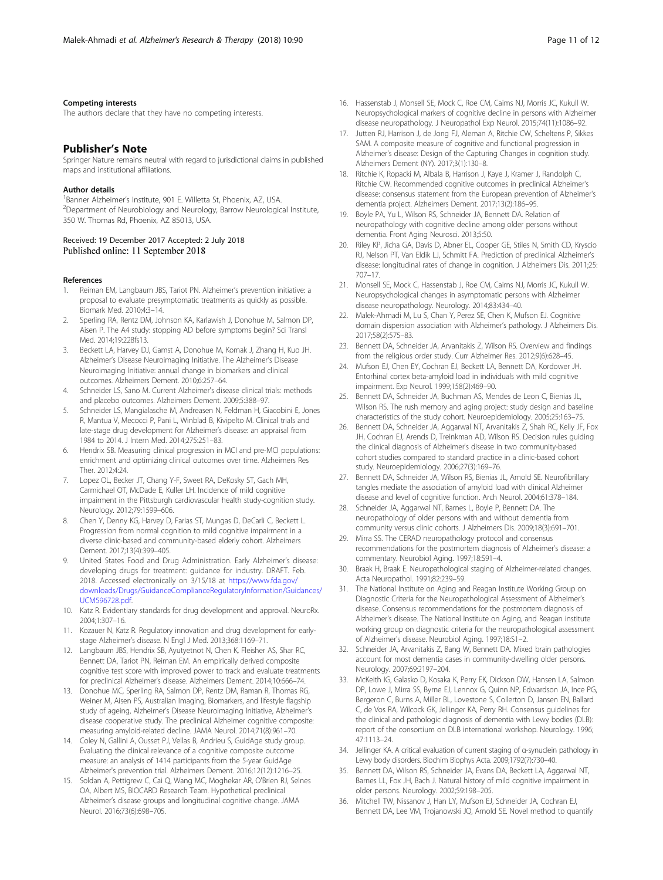#### Competing interests

The authors declare that they have no competing interests.

## Publisher's Note

Springer Nature remains neutral with regard to jurisdictional claims in published maps and institutional affiliations.

#### Author details

[1]Banner Alzheimer's Institute, 901 E. Willetta St, Phoenix, AZ, USA. [2]Department of Neurobiology and Neurology, Barrow Neurological Institute, 350 W. Thomas Rd, Phoenix, AZ 85013, USA.

Received: 19 December 2017 Accepted: 2 July 2018
Published online: 11 September 2018

#### References

1. Reiman EM, Langbaum JBS, Tariot PN. Alzheimer's prevention initiative: a proposal to evaluate presymptomatic treatments as quickly as possible. Biomark Med. 2010;4:3–14.
2. Sperling RA, Rentz DM, Johnson KA, Karlawish J, Donohue M, Salmon DP, Aisen P. The A4 study: stopping AD before symptoms begin? Sci Transl Med. 2014;19:228fs13.
3. Beckett LA, Harvey DJ, Gamst A, Donohue M, Kornak J, Zhang H, Kuo JH. Alzheimer's Disease Neuroimaging Initiative. The Alzheimer's Disease Neuroimaging Initiative: annual change in biomarkers and clinical outcomes. Alzheimers Dement. 2010;6:257–64.
4. Schneider LS, Sano M. Current Alzheimer's disease clinical trials: methods and placebo outcomes. Alzheimers Dement. 2009;5:388–97.
5. Schneider LS, Mangialasche M, Andreasen N, Feldman H, Giacobini E, Jones R, Mantua V, Mecocci P, Pani L, Winblad B, Kivipelto M. Clinical trials and late-stage drug development for Alzheimer's disease: an appraisal from 1984 to 2014. J Intern Med. 2014;275:251–83.
6. Hendrix SB. Measuring clinical progression in MCI and pre-MCI populations: enrichment and optimizing clinical outcomes over time. Alzheimers Res Ther. 2012;4:24.
7. Lopez OL, Becker JT, Chang Y-F, Sweet RA, DeKosky ST, Gach MH, Carmichael OT, McDade E, Kuller LH. Incidence of mild cognitive impairment in the Pittsburgh cardiovascular health study-cognition study. Neurology. 2012;79:1599–606.
8. Chen Y, Denny KG, Harvey D, Farias ST, Mungas D, DeCarli C, Beckett L. Progression from normal cognition to mild cognitive impairment in a diverse clinic-based and community-based elderly cohort. Alzheimers Dement. 2017;13(4):399–405.
9. United States Food and Drug Administration. Early Alzheimer's disease: developing drugs for treatment: guidance for industry. DRAFT. Feb. 2018. Accessed electronically on 3/15/18 at https://www.fda.gov/downloads/Drugs/GuidanceComplianceRegulatoryInformation/Guidances/UCM596728.pdf.
10. Katz R. Evidentiary standards for drug development and approval. NeuroRx. 2004;1:307–16.
11. Kozauer N, Katz R. Regulatory innovation and drug development for early-stage Alzheimer's disease. N Engl J Med. 2013;368:1169–71.
12. Langbaum JBS, Hendrix SB, Ayutyetnot N, Chen K, Fleisher AS, Shar RC, Bennett DA, Tariot PN, Reiman EM. An empirically derived composite cognitive test score with improved power to track and evaluate treatments for preclinical Alzheimer's disease. Alzheimers Dement. 2014;10:666–74.
13. Donohue MC, Sperling RA, Salmon DP, Rentz DM, Raman R, Thomas RG, Weiner M, Aisen PS, Australian Imaging, Biomarkers, and lifestyle flagship study of ageing, Alzheimer's Disease Neuroimaging Initiative, Alzheimer's disease cooperative study. The preclinical Alzheimer cognitive composite: measuring amyloid-related decline. JAMA Neurol. 2014;71(8):961–70.
14. Coley N, Gallini A, Ousset PJ, Vellas B, Andrieu S, GuidAge study group. Evaluating the clinical relevance of a cognitive composite outcome measure: an analysis of 1414 participants from the 5-year GuidAge Alzheimer's prevention trial. Alzheimers Dement. 2016;12(12):1216–25.
15. Soldan A, Pettigrew C, Cai Q, Wang MC, Moghekar AR, O'Brien RJ, Selnes OA, Albert MS, BIOCARD Research Team. Hypothetical preclinical Alzheimer's disease groups and longitudinal cognitive change. JAMA Neurol. 2016;73(6):698–705.
16. Hassenstab J, Monsell SE, Mock C, Roe CM, Cairns NJ, Morris JC, Kukull W. Neuropsychological markers of cognitive decline in persons with Alzheimer disease neuropathology. J Neuropathol Exp Neurol. 2015;74(11):1086–92.
17. Jutten RJ, Harrison J, de Jong FJ, Aleman A, Ritchie CW, Scheltens P, Sikkes SAM. A composite measure of cognitive and functional progression in Alzheimer's disease: Design of the Capturing Changes in cognition study. Alzheimers Dement (NY). 2017;3(1):130–8.
18. Ritchie K, Ropacki M, Albala B, Harrison J, Kaye J, Kramer J, Randolph C, Ritchie CW. Recommended cognitive outcomes in preclinical Alzheimer's disease: consensus statement from the European prevention of Alzheimer's dementia project. Alzheimers Dement. 2017;13(2):186–95.
19. Boyle PA, Yu L, Wilson RS, Schneider JA, Bennett DA. Relation of neuropathology with cognitive decline among older persons without dementia. Front Aging Neurosci. 2013;5:50.
20. Riley KP, Jicha GA, Davis D, Abner EL, Cooper GE, Stiles N, Smith CD, Kryscio RJ, Nelson PT, Van Eldik LJ, Schmitt FA. Prediction of preclinical Alzheimer's disease: longitudinal rates of change in cognition. J Alzheimers Dis. 2011;25:707–17.
21. Monsell SE, Mock C, Hassenstab J, Roe CM, Cairns NJ, Morris JC, Kukull W. Neuropsychological changes in asymptomatic persons with Alzheimer disease neuropathology. Neurology. 2014;83:434–40.
22. Malek-Ahmadi M, Lu S, Chan Y, Perez SE, Chen K, Mufson EJ. Cognitive domain dispersion association with Alzheimer's pathology. J Alzheimers Dis. 2017;58(2):575–83.
23. Bennett DA, Schneider JA, Arvanitakis Z, Wilson RS. Overview and findings from the religious order study. Curr Alzheimer Res. 2012;9(6):628–45.
24. Mufson EJ, Chen EY, Cochran EJ, Beckett LA, Bennett DA, Kordower JH. Entorhinal cortex beta-amyloid load in individuals with mild cognitive impairment. Exp Neurol. 1999;158(2):469–90.
25. Bennett DA, Schneider JA, Buchman AS, Mendes de Leon C, Bienias JL, Wilson RS. The rush memory and aging project: study design and baseline characteristics of the study cohort. Neuroepidemiology. 2005;25:163–75.
26. Bennett DA, Schneider JA, Aggarwal NT, Arvanitakis Z, Shah RC, Kelly JF, Fox JH, Cochran EJ, Arends D, Treinkman AD, Wilson RS. Decision rules guiding the clinical diagnosis of Alzheimer's disease in two community-based cohort studies compared to standard practice in a clinic-based cohort study. Neuroepidemiology. 2006;27(3):169–76.
27. Bennett DA, Schneider JA, Wilson RS, Bienias JL, Arnold SE. Neurofibrillary tangles mediate the association of amyloid load with clinical Alzheimer disease and level of cognitive function. Arch Neurol. 2004;61:378–184.
28. Schneider JA, Aggarwal NT, Barnes L, Boyle P, Bennett DA. The neuropathology of older persons with and without dementia from community versus clinic cohorts. J Alzheimers Dis. 2009;18(3):691–701.
29. Mirra SS. The CERAD neuropathology protocol and consensus recommendations for the postmortem diagnosis of Alzheimer's disease: a commentary. Neurobiol Aging. 1997;18:S91–4.
30. Braak H, Braak E. Neuropathological staging of Alzheimer-related changes. Acta Neuropathol. 1991;82:239–59.
31. The National Institute on Aging and Reagan Institute Working Group on Diagnostic Criteria for the Neuropathological Assessment of Alzheimer's disease. Consensus recommendations for the postmortem diagnosis of Alzheimer's disease. The National Institute on Aging, and Reagan institute working group on diagnostic criteria for the neuropathological assessment of Alzheimer's disease. Neurobiol Aging. 1997;18:S1–2.
32. Schneider JA, Arvanitakis Z, Bang W, Bennett DA. Mixed brain pathologies account for most dementia cases in community-dwelling older persons. Neurology. 2007;69:2197–204.
33. McKeith IG, Galasko D, Kosaka K, Perry EK, Dickson DW, Hansen LA, Salmon DP, Lowe J, Mirra SS, Byrne EJ, Lennox G, Quinn NP, Edwardson JA, Ince PG, Bergeron C, Burns A, Miller BL, Lovestone S, Collerton D, Jansen EN, Ballard C, de Vos RA, Wilcock GK, Jellinger KA, Perry RH. Consensus guidelines for the clinical and pathologic diagnosis of dementia with Lewy bodies (DLB): report of the consortium on DLB international workshop. Neurology. 1996;47:1113–24.
34. Jellinger KA. A critical evaluation of current staging of α-synuclein pathology in Lewy body disorders. Biochim Biophys Acta. 2009;1792(7):730–40.
35. Bennett DA, Wilson RS, Schneider JA, Evans DA, Beckett LA, Aggarwal NT, Barnes LL, Fox JH, Bach J. Natural history of mild cognitive impairment in older persons. Neurology. 2002;59:198–205.
36. Mitchell TW, Nissanov J, Han LY, Mufson EJ, Schneider JA, Cochran EJ, Bennett DA, Lee VM, Trojanowski JQ, Arnold SE. Novel method to quantify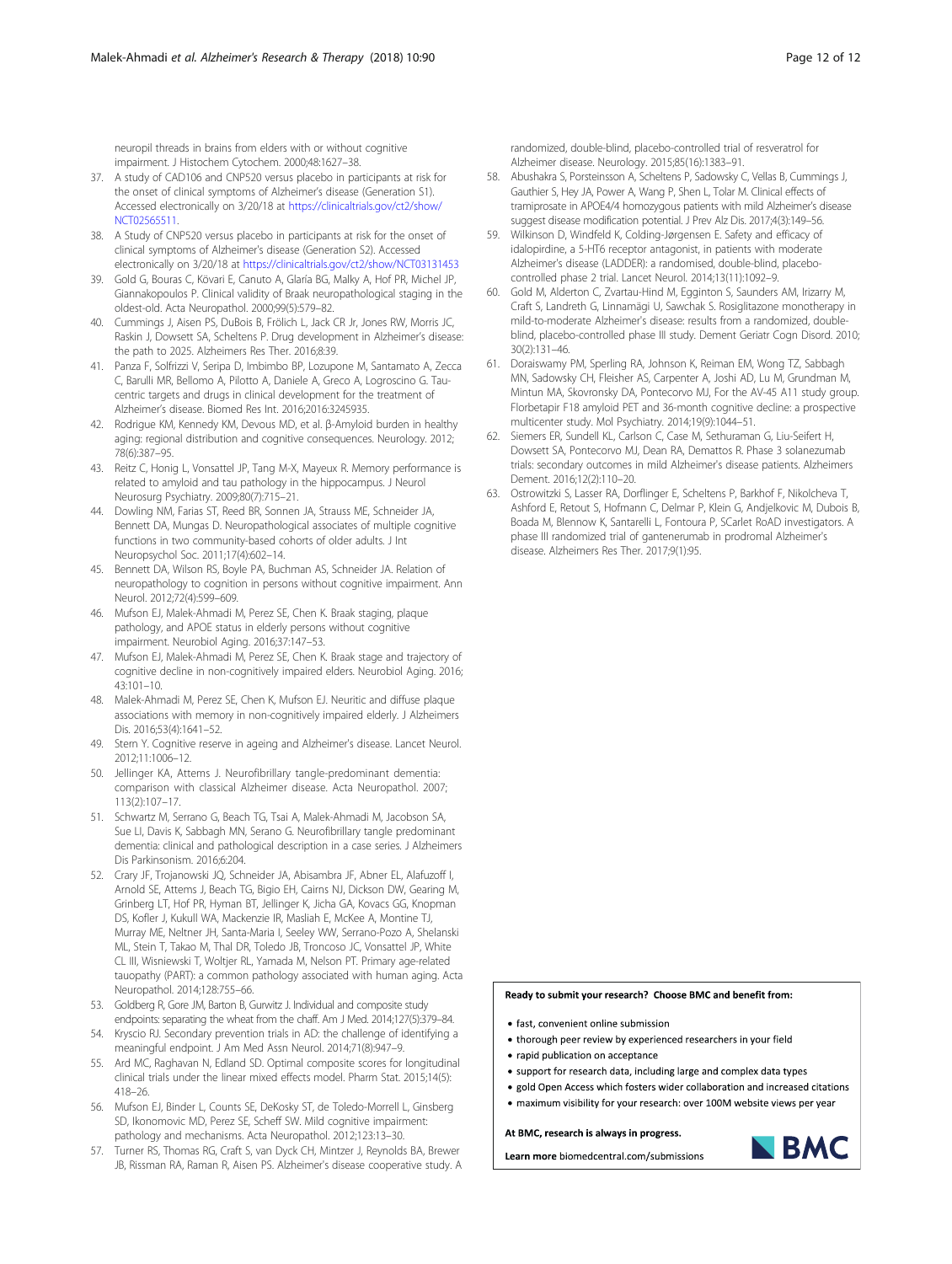neuropil threads in brains from elders with or without cognitive impairment. J Histochem Cytochem. 2000;48:1627–38.

37. A study of CAD106 and CNP520 versus placebo in participants at risk for the onset of clinical symptoms of Alzheimer's disease (Generation S1). Accessed electronically on 3/20/18 at https://clinicaltrials.gov/ct2/show/NCT02565511.
38. A Study of CNP520 versus placebo in participants at risk for the onset of clinical symptoms of Alzheimer's disease (Generation S2). Accessed electronically on 3/20/18 at https://clinicaltrials.gov/ct2/show/NCT03131453
39. Gold G, Bouras C, Kövari E, Canuto A, Glaría BG, Malky A, Hof PR, Michel JP, Giannakopoulos P. Clinical validity of Braak neuropathological staging in the oldest-old. Acta Neuropathol. 2000;99(5):579–82.
40. Cummings J, Aisen PS, DuBois B, Frölich L, Jack CR Jr, Jones RW, Morris JC, Raskin J, Dowsett SA, Scheltens P. Drug development in Alzheimer's disease: the path to 2025. Alzheimers Res Ther. 2016;8:39.
41. Panza F, Solfrizzi V, Seripa D, Imbimbo BP, Lozupone M, Santamato A, Zecca C, Barulli MR, Bellomo A, Pilotto A, Daniele A, Greco A, Logroscino G. Tau-centric targets and drugs in clinical development for the treatment of Alzheimer's disease. Biomed Res Int. 2016;2016:3245935.
42. Rodrigue KM, Kennedy KM, Devous MD, et al. β-Amyloid burden in healthy aging: regional distribution and cognitive consequences. Neurology. 2012; 78(6):387–95.
43. Reitz C, Honig L, Vonsattel JP, Tang M-X, Mayeux R. Memory performance is related to amyloid and tau pathology in the hippocampus. J Neurol Neurosurg Psychiatry. 2009;80(7):715–21.
44. Dowling NM, Farias ST, Reed BR, Sonnen JA, Strauss ME, Schneider JA, Bennett DA, Mungas D. Neuropathological associates of multiple cognitive functions in two community-based cohorts of older adults. J Int Neuropsychol Soc. 2011;17(4):602–14.
45. Bennett DA, Wilson RS, Boyle PA, Buchman AS, Schneider JA. Relation of neuropathology to cognition in persons without cognitive impairment. Ann Neurol. 2012;72(4):599–609.
46. Mufson EJ, Malek-Ahmadi M, Perez SE, Chen K. Braak staging, plaque pathology, and APOE status in elderly persons without cognitive impairment. Neurobiol Aging. 2016;37:147–53.
47. Mufson EJ, Malek-Ahmadi M, Perez SE, Chen K. Braak stage and trajectory of cognitive decline in non-cognitively impaired elders. Neurobiol Aging. 2016; 43:101–10.
48. Malek-Ahmadi M, Perez SE, Chen K, Mufson EJ. Neuritic and diffuse plaque associations with memory in non-cognitively impaired elderly. J Alzheimers Dis. 2016;53(4):1641–52.
49. Stern Y. Cognitive reserve in ageing and Alzheimer's disease. Lancet Neurol. 2012;11:1006–12.
50. Jellinger KA, Attems J. Neurofibrillary tangle-predominant dementia: comparison with classical Alzheimer disease. Acta Neuropathol. 2007; 113(2):107–17.
51. Schwartz M, Serrano G, Beach TG, Tsai A, Malek-Ahmadi M, Jacobson SA, Sue LI, Davis K, Sabbagh MN, Serano G. Neurofibrillary tangle predominant dementia: clinical and pathological description in a case series. J Alzheimers Dis Parkinsonism. 2016;6:204.
52. Crary JF, Trojanowski JQ, Schneider JA, Abisambra JF, Abner EL, Alafuzoff I, Arnold SE, Attems J, Beach TG, Bigio EH, Cairns NJ, Dickson DW, Gearing M, Grinberg LT, Hof PR, Hyman BT, Jellinger K, Jicha GA, Kovacs GG, Knopman DS, Kofler J, Kukull WA, Mackenzie IR, Masliah E, McKee A, Montine TJ, Murray ME, Neltner JH, Santa-Maria I, Seeley WW, Serrano-Pozo A, Shelanski ML, Stein T, Takao M, Thal DR, Toledo JB, Troncoso JC, Vonsattel JP, White CL III, Wisniewski T, Woltjer RL, Yamada M, Nelson PT. Primary age-related tauopathy (PART): a common pathology associated with human aging. Acta Neuropathol. 2014;128:755–66.
53. Goldberg R, Gore JM, Barton B, Gurwitz J. Individual and composite study endpoints: separating the wheat from the chaff. Am J Med. 2014;127(5):379–84.
54. Kryscio RJ. Secondary prevention trials in AD: the challenge of identifying a meaningful endpoint. J Am Med Assn Neurol. 2014;71(8):947–9.
55. Ard MC, Raghavan N, Edland SD. Optimal composite scores for longitudinal clinical trials under the linear mixed effects model. Pharm Stat. 2015;14(5): 418–26.
56. Mufson EJ, Binder L, Counts SE, DeKosky ST, de Toledo-Morrell L, Ginsberg SD, Ikonomovic MD, Perez SE, Scheff SW. Mild cognitive impairment: pathology and mechanisms. Acta Neuropathol. 2012;123:13–30.
57. Turner RS, Thomas RG, Craft S, van Dyck CH, Mintzer J, Reynolds BA, Brewer JB, Rissman RA, Raman R, Aisen PS. Alzheimer's disease cooperative study. A randomized, double-blind, placebo-controlled trial of resveratrol for Alzheimer disease. Neurology. 2015;85(16):1383–91.
58. Abushakra S, Porsteinsson A, Scheltens P, Sadowsky C, Vellas B, Cummings J, Gauthier S, Hey JA, Power A, Wang P, Shen L, Tolar M. Clinical effects of tramiprosate in APOE4/4 homozygous patients with mild Alzheimer's disease suggest disease modification potential. J Prev Alz Dis. 2017;4(3):149–56.
59. Wilkinson D, Windfeld K, Colding-Jørgensen E. Safety and efficacy of idalopirdine, a 5-HT6 receptor antagonist, in patients with moderate Alzheimer's disease (LADDER): a randomised, double-blind, placebo-controlled phase 2 trial. Lancet Neurol. 2014;13(11):1092–9.
60. Gold M, Alderton C, Zvartau-Hind M, Egginton S, Saunders AM, Irizarry M, Craft S, Landreth G, Linnamägi U, Sawchak S. Rosiglitazone monotherapy in mild-to-moderate Alzheimer's disease: results from a randomized, double-blind, placebo-controlled phase III study. Dement Geriatr Cogn Disord. 2010; 30(2):131–46.
61. Doraiswamy PM, Sperling RA, Johnson K, Reiman EM, Wong TZ, Sabbagh MN, Sadowsky CH, Fleisher AS, Carpenter A, Joshi AD, Lu M, Grundman M, Mintun MA, Skovronsky DM, Pontecorvo MJ, For the AV-45 A11 study group. Florbetapir F18 amyloid PET and 36-month cognitive decline: a prospective multicenter study. Mol Psychiatry. 2014;19(9):1044–51.
62. Siemers ER, Sundell KL, Carlson C, Case M, Sethuraman G, Liu-Seifert H, Dowsett SA, Pontecorvo MJ, Dean RA, Demattos R. Phase 3 solanezumab trials: secondary outcomes in mild Alzheimer's disease patients. Alzheimers Dement. 2016;12(2):110–20.
63. Ostrowitzki S, Lasser RA, Dorflinger E, Scheltens P, Barkhof F, Nikolcheva T, Ashford E, Retout S, Hofmann C, Delmar P, Klein G, Andjelkovic M, Dubois B, Boada M, Blennow K, Santarelli L, Fontoura P, SCarlet RoAD investigators. A phase III randomized trial of gantenerumab in prodromal Alzheimer's disease. Alzheimers Res Ther. 2017;9(1):95.

**Ready to submit your research? Choose BMC and benefit from:**

- fast, convenient online submission
- thorough peer review by experienced researchers in your field
- rapid publication on acceptance
- support for research data, including large and complex data types
- gold Open Access which fosters wider collaboration and increased citations
- maximum visibility for your research: over 100M website views per year

**At BMC, research is always in progress.**

**Learn more** biomedcentral.com/submissions

BMC